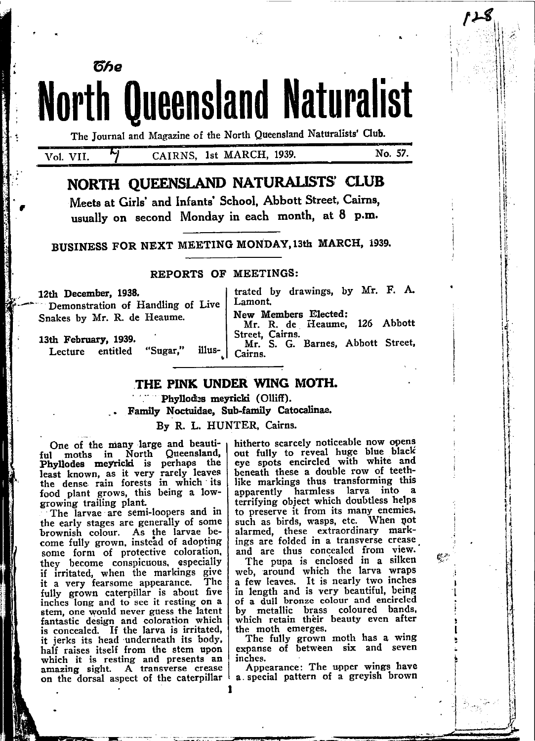# The North Queensland Naturalist

The Journal and Magazine of the North Queensland Naturalists' Club.

Vol. VII. CAIRNS, 1st MARCH, 1939. No. 57.

## NORTH QUEENSLAND NATURALISTS' CLUB

Meets at Girls' and Infants' School, Abbott Street, Cairns, usually on second Monday in each month, at 8 p.m.

BUSINESS FOR NEXT MEETING MONDAY, 13th MARCH, 1939.

### REPORTS OF MEETINGS:

**12th December, 1938.**
Demonstration of Handling of Live Snakes by Mr. R. de Heaume.

**13th February, 1939.**
Lecture entitled "Sugar," illustrated by drawings, by Mr. F. A. Lamont.

**New Members Elected:**
Mr. R. de Heaume, 126 Abbott Street, Cairns.
Mr. S. G. Barnes, Abbott Street, Cairns.

## THE PINK UNDER WING MOTH.

**Phyllodes meyricki (Olliff).**
**Family Noctuidae, Sub-family Catocalinae.**

By R. L. HUNTER, Cairns.

One of the many large and beautiful moths in North Queensland, **Phyllodes meyricki** is perhaps the least known, as it very rarely leaves the dense rain forests in which its food plant grows, this being a low-growing trailing plant.

The larvae are semi-loopers and in the early stages are generally of some brownish colour. As the larvae become fully grown, instead of adopting some form of protective coloration, they become conspicuous, especially if irritated, when the markings give it a very fearsome appearance. The fully grown caterpillar is about five inches long and to see it resting on a stem, one would never guess the latent fantastic design and coloration which is concealed. If the larva is irritated, it jerks its head underneath its body, half raises itself from the stem upon which it is resting and presents an amazing sight. A transverse crease on the dorsal aspect of the caterpillar hitherto scarcely noticeable now opens out fully to reveal huge blue black eye spots encircled with white and beneath these a double row of teeth-like markings thus transforming this apparently harmless larva into a terrifying object which doubtless helps to preserve it from its many enemies, such as birds, wasps, etc. When not alarmed, these extraordinary markings are folded in a transverse crease and are thus concealed from view.

The pupa is enclosed in a silken web, around which the larva wraps a few leaves. It is nearly two inches in length and is very beautiful, being of a dull bronze colour and encircled by metallic brass coloured bands, which retain their beauty even after the moth emerges.

The fully grown moth has a wing expanse of between six and seven inches.

Appearance: The upper wings have a special pattern of a greyish brown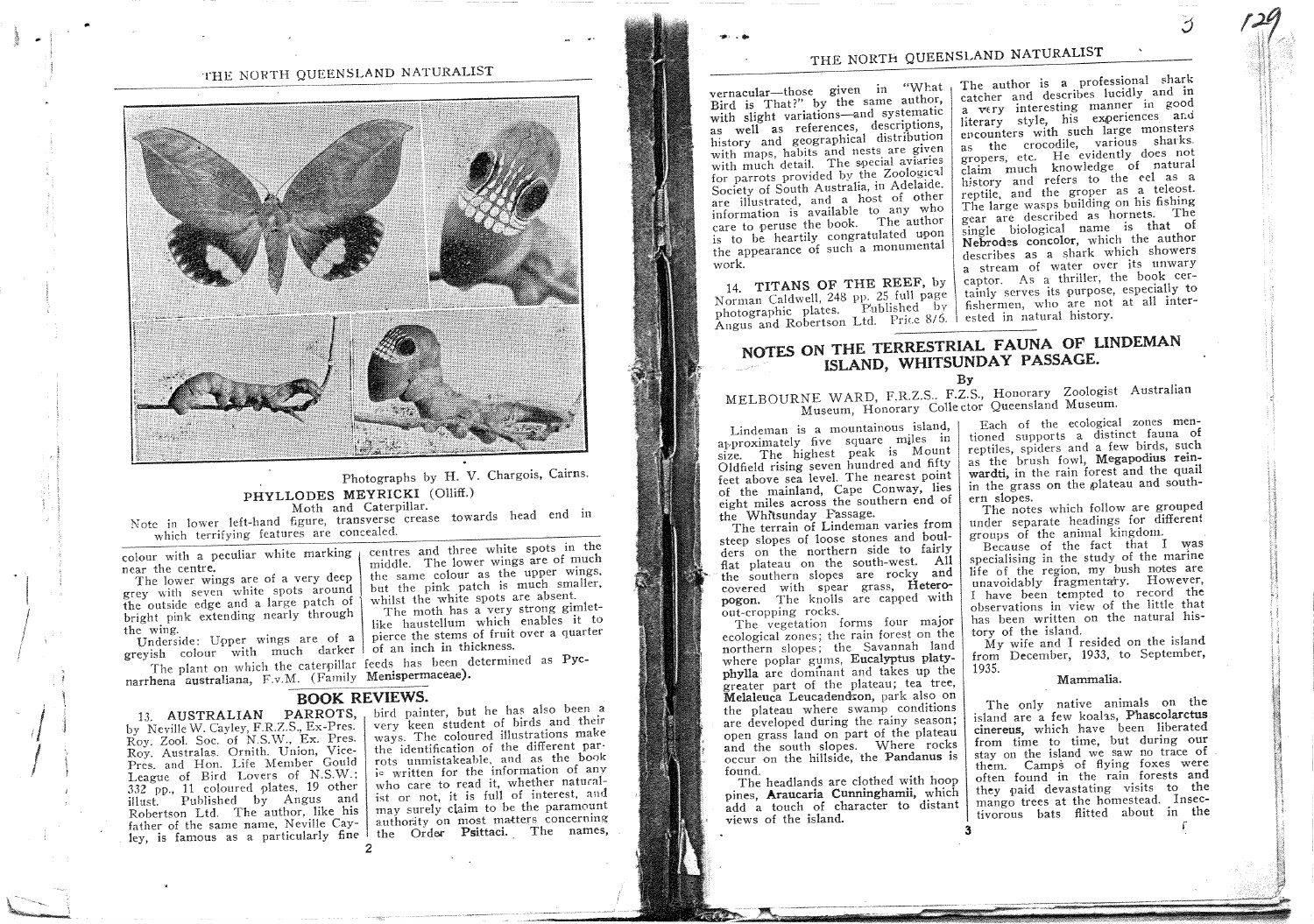Photographs by H. V. Chargois, Cairns.

**PHYLLODES MEYRICKI** (Olliff.)

Moth and Caterpillar.

Note in lower left-hand figure, transverse crease towards head end in which terrifying features are concealed.

colour with a peculiar white marking near the centre.

The lower wings are of a very deep grey with seven white spots around the outside edge and a large patch of bright pink extending nearly through the wing.

Underside: Upper wings are of a greyish colour with much darker centres and three white spots in the middle. The lower wings are of much the same colour as the upper wings, but the pink patch is much smaller, whilst the white spots are absent.

The moth has a very strong gimlet-like haustellum which enables it to pierce the stems of fruit over a quarter of an inch in thickness.

The plant on which the caterpillar feeds has been determined as **Pycnarrhena australiana**, F.v.M. (Family **Menispermaceae**).

## BOOK REVIEWS.

13. **AUSTRALIAN PARROTS**, by Neville W. Cayley, F.R.Z.S., Ex-Pres. Roy. Zool. Soc. of N.S.W., Ex. Pres. Roy. Australas. Ornith. Union, Vice-Pres. and Hon. Life Member Gould League of Bird Lovers of N.S.W.; 332 pp., 11 coloured plates, 19 other illust. Published by Angus and Robertson Ltd. The author, like his father of the same name, Neville Cayley, is famous as a particularly fine bird painter, but he has also been a very keen student of birds and their ways. The coloured illustrations make the identification of the different parrots unmistakeable, and as the book is written for the information of any who care to read it, whether naturalist or not, it is full of interest, and may surely claim to be the paramount authority on most matters concerning the Order **Psittaci**. The names, vernacular—those given in "What Bird is That?" by the same author, with slight variations—and systematic as well as references, descriptions, history and geographical distribution with maps, habits and nests are given with much detail. The special aviaries for parrots provided by the Zoological Society of South Australia, in Adelaide, are illustrated, and a host of other information is available to any who care to peruse the book. The author is to be heartily congratulated upon the appearance of such a monumental work.

14. **TITANS OF THE REEF**, by Norman Caldwell, 248 pp. 25 full page photographic plates. Published by Angus and Robertson Ltd. Price 8/6. The author is a professional shark catcher and describes lucidly and in a very interesting manner in good literary style, his experiences and encounters with such large monsters as the crocodile, various sharks, gropers, etc. He evidently does not claim much knowledge of natural history and refers to the eel as a reptile, and the groper as a teleost. The large wasps building on his fishing gear are described as hornets. The single biological name is that of **Nebrodes concolor**, which the author describes as a shark which showers a stream of water over its unwary captor. As a thriller, the book certainly serves its purpose, especially to fishermen, who are not at all interested in natural history.

## NOTES ON THE TERRESTRIAL FAUNA OF LINDEMAN ISLAND, WHITSUNDAY PASSAGE.

By

MELBOURNE WARD, F.R.Z.S., F.Z.S., Honorary Zoologist Australian Museum, Honorary Collector Queensland Museum.

Lindeman is a mountainous island, approximately five square miles in size. The highest peak is Mount Oldfield rising seven hundred and fifty feet above sea level. The nearest point of the mainland, Cape Conway, lies eight miles across the southern end of the Whitsunday Passage.

The terrain of Lindeman varies from steep slopes of loose stones and boulders on the northern side to fairly flat plateau on the south-west. All the southern slopes are rocky and covered with spear grass, **Heteropogon**. The knolls are capped with out-cropping rocks.

The vegetation forms four major ecological zones; the rain forest on the northern slopes; the Savannah land where poplar gums, **Eucalyptus platyphylla** are dominant and takes up the greater part of the plateau; tea tree, **Melaleuca Leucadendron**, park also on the plateau where swamp conditions are developed during the rainy season; open grass land on part of the plateau and the south slopes. Where rocks occur on the hillside, the **Pandanus** is found.

The headlands are clothed with hoop pines, **Araucaria Cunninghamii**, which add a touch of character to distant views of the island.

Each of the ecological zones mentioned supports a distinct fauna of reptiles, spiders and a few birds, such as the brush fowl, **Megapodius reinwardti**, in the rain forest and the quail in the grass on the plateau and southern slopes.

The notes which follow are grouped under separate headings for different groups of the animal kingdom.

Because of the fact that I was specialising in the study of the marine life of the region, my bush notes are unavoidably fragmentary. However, I have been tempted to record the observations in view of the little that has been written on the natural history of the island.

My wife and I resided on the island from December, 1933, to September, 1935.

### Mammalia.

The only native animals on the island are a few koalas, **Phascolarctus cinereus**, which have been liberated from time to time, but during our stay on the island we saw no trace of them. Camps of flying foxes were often found in the rain forests and they paid devastating visits to the mango trees at the homestead. Insectivorous bats flitted about in the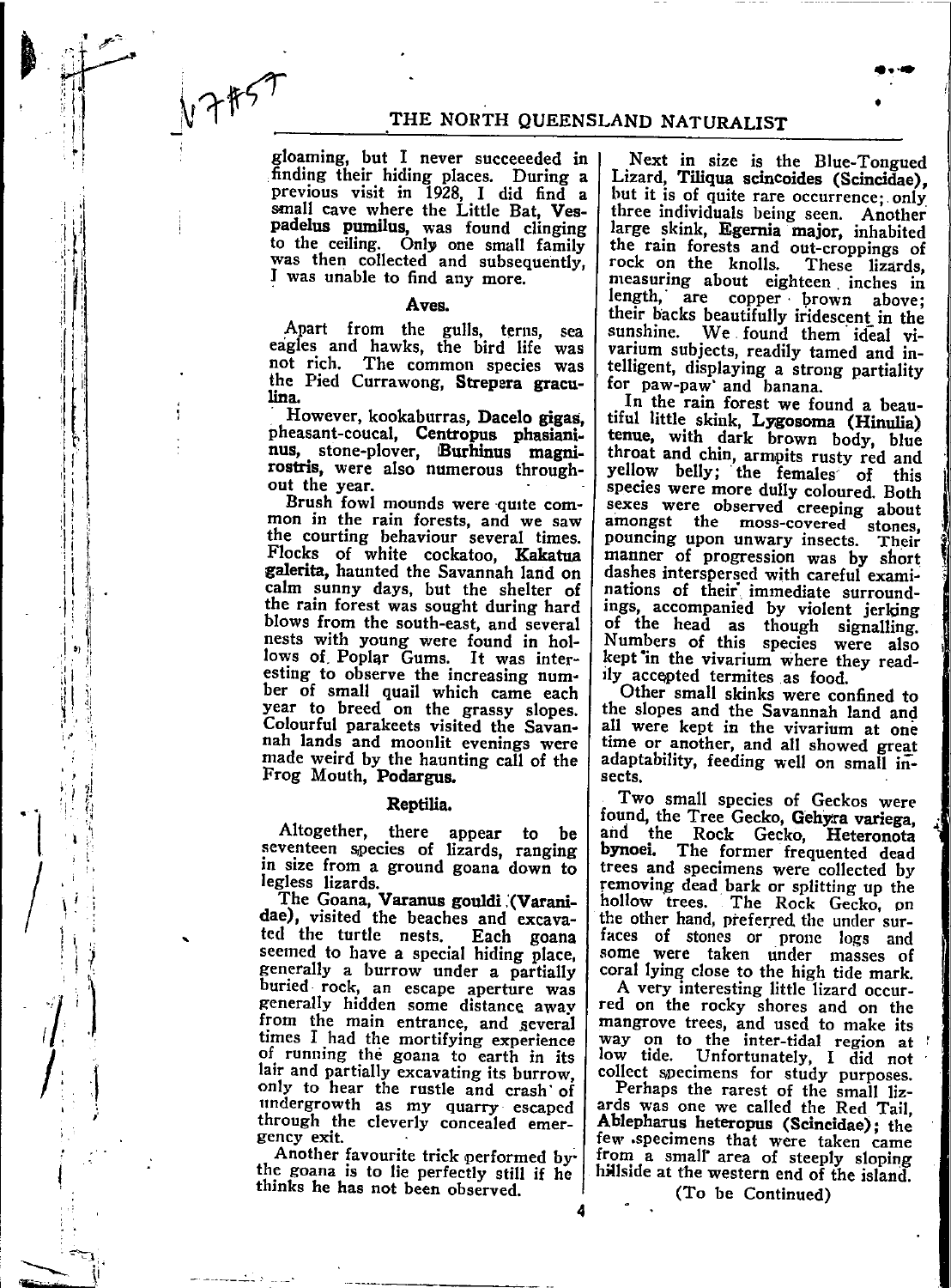gloaming, but I never succeeeded in finding their hiding places. During a previous visit in 1928, I did find a small cave where the Little Bat, **Vespadelus pumilus**, was found clinging to the ceiling. Only one small family was then collected and subsequently, I was unable to find any more.

### Aves.

Apart from the gulls, terns, sea eagles and hawks, the bird life was not rich. The common species was the Pied Currawong, **Strepera graculina.**

However, kookaburras, **Dacelo gigas**, pheasant-coucal, **Centropus phasianinus**, stone-plover, **Burhinus magnirostris**, were also numerous throughout the year.

Brush fowl mounds were quite common in the rain forests, and we saw the courting behaviour several times. Flocks of white cockatoo, **Kakatua galerita**, haunted the Savannah land on calm sunny days, but the shelter of the rain forest was sought during hard blows from the south-east, and several nests with young were found in hollows of Poplar Gums. It was interesting to observe the increasing number of small quail which came each year to breed on the grassy slopes. Colourful parakeets visited the Savannah lands and moonlit evenings were made weird by the haunting call of the Frog Mouth, **Podargus.**

### Reptilia.

Altogether, there appear to be seventeen species of lizards, ranging in size from a ground goana down to legless lizards.

The Goana, **Varanus gouldi (Varanidae)**, visited the beaches and excavated the turtle nests. Each goana seemed to have a special hiding place, generally a burrow under a partially buried rock, an escape aperture was generally hidden some distance away from the main entrance, and several times I had the mortifying experience of running the goana to earth in its lair and partially excavating its burrow, only to hear the rustle and crash of undergrowth as my quarry escaped through the cleverly concealed emergency exit.

Another favourite trick performed by the goana is to lie perfectly still if he thinks he has not been observed.

Next in size is the Blue-Tongued Lizard, **Tiliqua scincoides (Scincidae)**, but it is of quite rare occurrence; only three individuals being seen. Another large skink, **Egernia major**, inhabited the rain forests and out-croppings of rock on the knolls. These lizards, measuring about eighteen inches in length, are copper brown above; their backs beautifully iridescent in the sunshine. We found them ideal vivarium subjects, readily tamed and intelligent, displaying a strong partiality for paw-paw and banana.

In the rain forest we found a beautiful little skink, **Lygosoma (Hinulia) tenue**, with dark brown body, blue throat and chin, armpits rusty red and yellow belly; the females of this species were more dully coloured. Both sexes were observed creeping about amongst the moss-covered stones, pouncing upon unwary insects. Their manner of progression was by short dashes interspersed with careful examinations of their immediate surroundings, accompanied by violent jerking of the head as though signalling. Numbers of this species were also kept in the vivarium where they readily accepted termites as food.

Other small skinks were confined to the slopes and the Savannah land and all were kept in the vivarium at one time or another, and all showed great adaptability, feeding well on small insects.

Two small species of Geckos were found, the Tree Gecko, **Gehyra variega**, and the Rock Gecko, **Heteronota bynoei.** The former frequented dead trees and specimens were collected by removing dead bark or splitting up the hollow trees. The Rock Gecko, on the other hand, preferred the under surfaces of stones or prone logs and some were taken under masses of coral lying close to the high tide mark.

A very interesting little lizard occurred on the rocky shores and on the mangrove trees, and used to make its way on to the inter-tidal region at low tide. Unfortunately, I did not collect specimens for study purposes.

Perhaps the rarest of the small lizards was one we called the Red Tail, **Ablepharus heteropus (Scincidae)**; the few specimens that were taken came from a small area of steeply sloping hillside at the western end of the island.

(To be Continued)